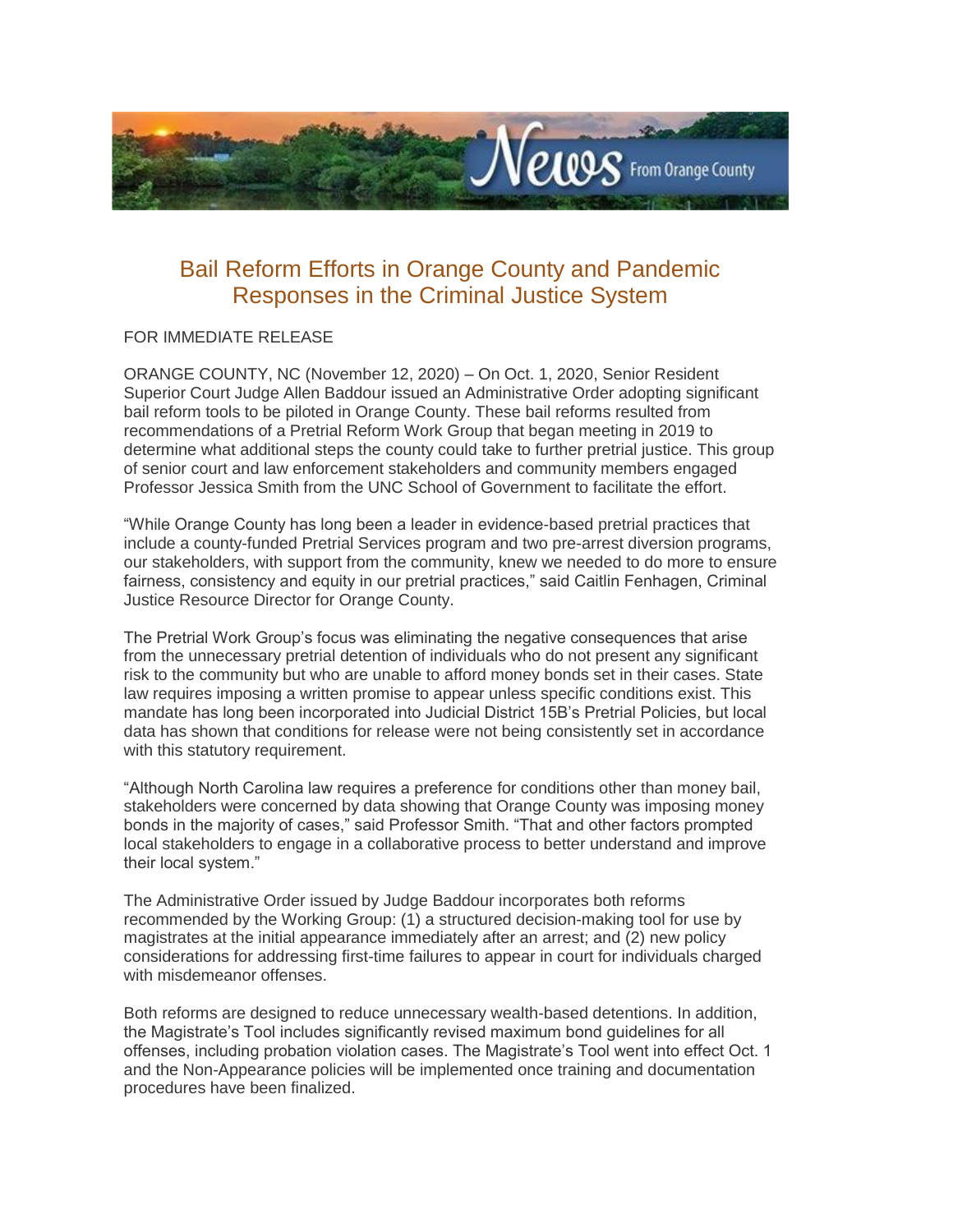# Bail Reform Efforts in Orange County and Pandemic Responses in the Criminal Justice System

FOR IMMEDIATE RELEASE

ORANGE COUNTY, NC (November 12, 2020) – On Oct. 1, 2020, Senior Resident Superior Court Judge Allen Baddour issued an Administrative Order adopting significant bail reform tools to be piloted in Orange County. These bail reforms resulted from recommendations of a Pretrial Reform Work Group that began meeting in 2019 to determine what additional steps the county could take to further pretrial justice. This group of senior court and law enforcement stakeholders and community members engaged Professor Jessica Smith from the UNC School of Government to facilitate the effort.

"While Orange County has long been a leader in evidence-based pretrial practices that include a county-funded Pretrial Services program and two pre-arrest diversion programs, our stakeholders, with support from the community, knew we needed to do more to ensure fairness, consistency and equity in our pretrial practices," said Caitlin Fenhagen, Criminal Justice Resource Director for Orange County.

The Pretrial Work Group's focus was eliminating the negative consequences that arise from the unnecessary pretrial detention of individuals who do not present any significant risk to the community but who are unable to afford money bonds set in their cases. State law requires imposing a written promise to appear unless specific conditions exist. This mandate has long been incorporated into Judicial District 15B's Pretrial Policies, but local data has shown that conditions for release were not being consistently set in accordance with this statutory requirement.

"Although North Carolina law requires a preference for conditions other than money bail, stakeholders were concerned by data showing that Orange County was imposing money bonds in the majority of cases," said Professor Smith. "That and other factors prompted local stakeholders to engage in a collaborative process to better understand and improve their local system."

The Administrative Order issued by Judge Baddour incorporates both reforms recommended by the Working Group: (1) a structured decision-making tool for use by magistrates at the initial appearance immediately after an arrest; and (2) new policy considerations for addressing first-time failures to appear in court for individuals charged with misdemeanor offenses.

Both reforms are designed to reduce unnecessary wealth-based detentions. In addition, the Magistrate's Tool includes significantly revised maximum bond guidelines for all offenses, including probation violation cases. The Magistrate's Tool went into effect Oct. 1 and the Non-Appearance policies will be implemented once training and documentation procedures have been finalized.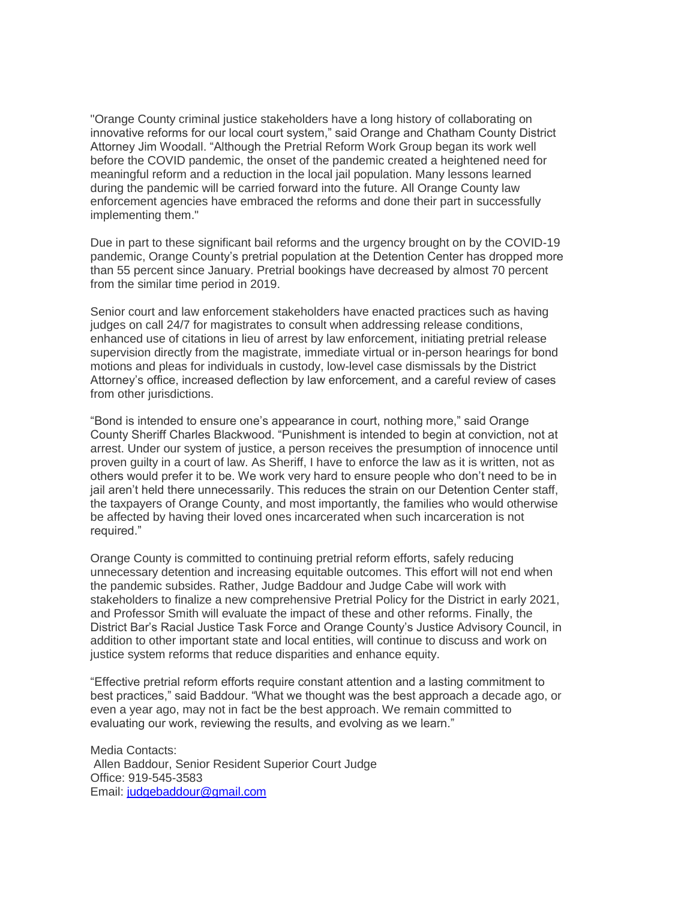"Orange County criminal justice stakeholders have a long history of collaborating on innovative reforms for our local court system," said Orange and Chatham County District Attorney Jim Woodall. "Although the Pretrial Reform Work Group began its work well before the COVID pandemic, the onset of the pandemic created a heightened need for meaningful reform and a reduction in the local jail population. Many lessons learned during the pandemic will be carried forward into the future. All Orange County law enforcement agencies have embraced the reforms and done their part in successfully implementing them."

Due in part to these significant bail reforms and the urgency brought on by the COVID-19 pandemic, Orange County's pretrial population at the Detention Center has dropped more than 55 percent since January. Pretrial bookings have decreased by almost 70 percent from the similar time period in 2019.

Senior court and law enforcement stakeholders have enacted practices such as having judges on call 24/7 for magistrates to consult when addressing release conditions, enhanced use of citations in lieu of arrest by law enforcement, initiating pretrial release supervision directly from the magistrate, immediate virtual or in-person hearings for bond motions and pleas for individuals in custody, low-level case dismissals by the District Attorney's office, increased deflection by law enforcement, and a careful review of cases from other jurisdictions.

"Bond is intended to ensure one's appearance in court, nothing more," said Orange County Sheriff Charles Blackwood. "Punishment is intended to begin at conviction, not at arrest. Under our system of justice, a person receives the presumption of innocence until proven guilty in a court of law. As Sheriff, I have to enforce the law as it is written, not as others would prefer it to be. We work very hard to ensure people who don't need to be in jail aren't held there unnecessarily. This reduces the strain on our Detention Center staff, the taxpayers of Orange County, and most importantly, the families who would otherwise be affected by having their loved ones incarcerated when such incarceration is not required."

Orange County is committed to continuing pretrial reform efforts, safely reducing unnecessary detention and increasing equitable outcomes. This effort will not end when the pandemic subsides. Rather, Judge Baddour and Judge Cabe will work with stakeholders to finalize a new comprehensive Pretrial Policy for the District in early 2021, and Professor Smith will evaluate the impact of these and other reforms. Finally, the District Bar's Racial Justice Task Force and Orange County's Justice Advisory Council, in addition to other important state and local entities, will continue to discuss and work on justice system reforms that reduce disparities and enhance equity.

"Effective pretrial reform efforts require constant attention and a lasting commitment to best practices," said Baddour. "What we thought was the best approach a decade ago, or even a year ago, may not in fact be the best approach. We remain committed to evaluating our work, reviewing the results, and evolving as we learn."

Media Contacts:
Allen Baddour, Senior Resident Superior Court Judge
Office: 919-545-3583
Email: judgebaddour@gmail.com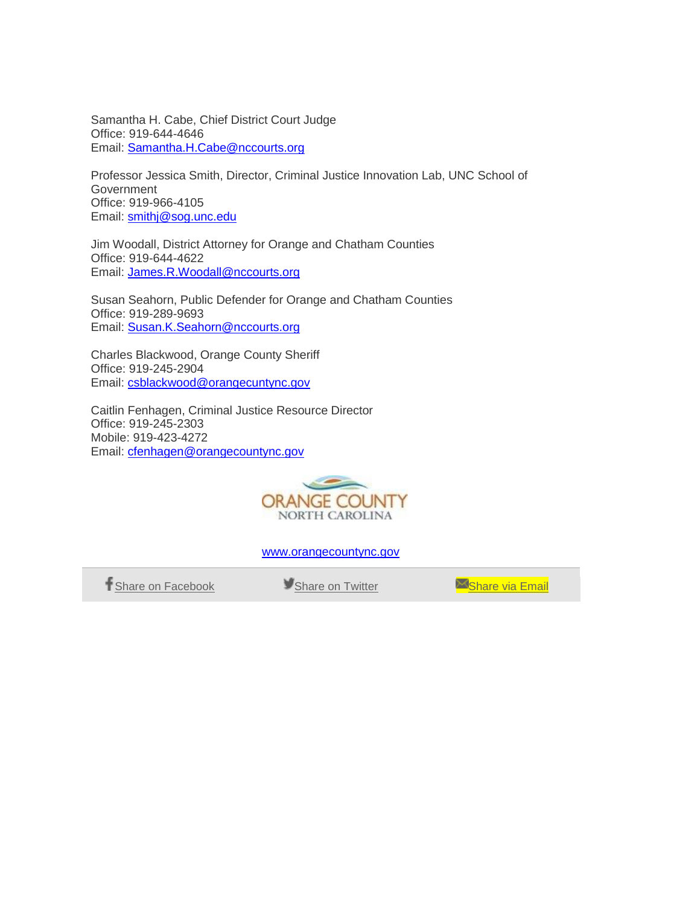Samantha H. Cabe, Chief District Court Judge
Office: 919-644-4646
Email: Samantha.H.Cabe@nccourts.org

Professor Jessica Smith, Director, Criminal Justice Innovation Lab, UNC School of Government
Office: 919-966-4105
Email: smithj@sog.unc.edu

Jim Woodall, District Attorney for Orange and Chatham Counties
Office: 919-644-4622
Email: James.R.Woodall@nccourts.org

Susan Seahorn, Public Defender for Orange and Chatham Counties
Office: 919-289-9693
Email: Susan.K.Seahorn@nccourts.org

Charles Blackwood, Orange County Sheriff
Office: 919-245-2904
Email: csblackwood@orangecuntync.gov

Caitlin Fenhagen, Criminal Justice Resource Director
Office: 919-245-2303
Mobile: 919-423-4272
Email: cfenhagen@orangecountync.gov

ORANGE COUNTY
NORTH CAROLINA

www.orangecountync.gov

Share on Facebook | Share on Twitter | Share via Email